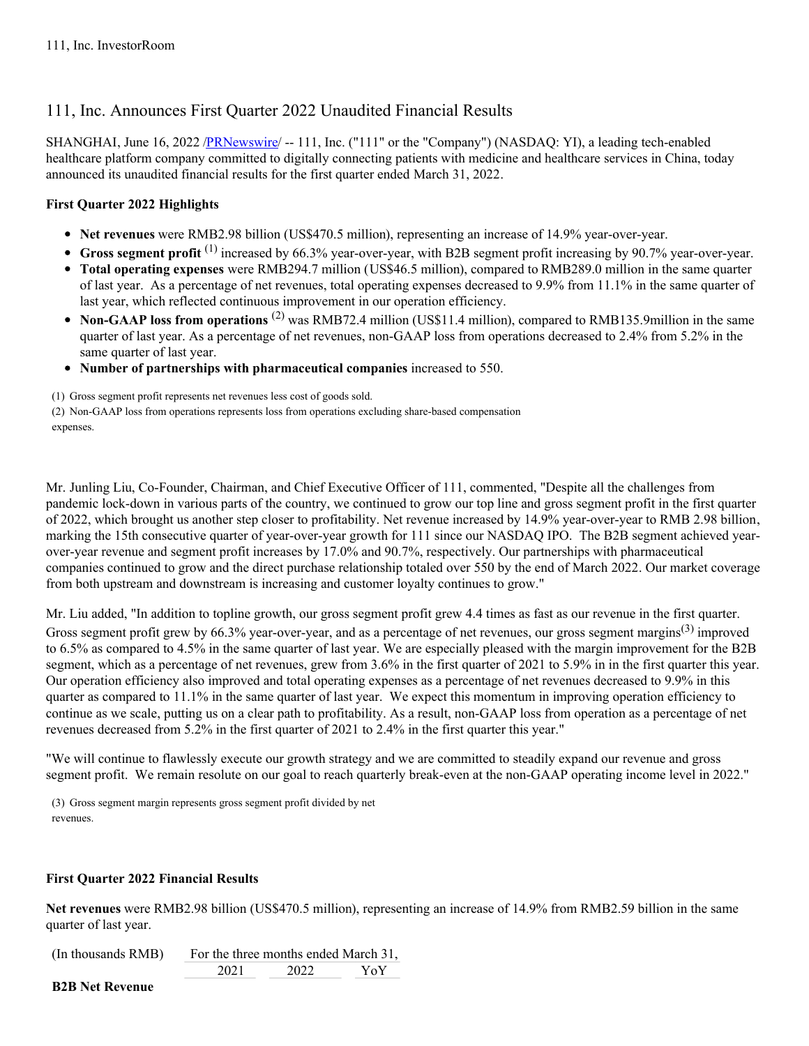# 111, Inc. Announces First Quarter 2022 Unaudited Financial Results

SHANGHAI, June 16, 2022 /PRNewswire/ -- 111, Inc. ("111" or the "Company") (NASDAQ: YI), a leading tech-enabled healthcare platform company committed to digitally connecting patients with medicine and healthcare services in China, today announced its unaudited financial results for the first quarter ended March 31, 2022.

**First Quarter 2022 Highlights**

- **Net revenues** were RMB2.98 billion (US$470.5 million), representing an increase of 14.9% year-over-year.
- **Gross segment profit** [(1)] increased by 66.3% year-over-year, with B2B segment profit increasing by 90.7% year-over-year.
- **Total operating expenses** were RMB294.7 million (US$46.5 million), compared to RMB289.0 million in the same quarter of last year. As a percentage of net revenues, total operating expenses decreased to 9.9% from 11.1% in the same quarter of last year, which reflected continuous improvement in our operation efficiency.
- **Non-GAAP loss from operations** [(2)] was RMB72.4 million (US$11.4 million), compared to RMB135.9million in the same quarter of last year. As a percentage of net revenues, non-GAAP loss from operations decreased to 2.4% from 5.2% in the same quarter of last year.
- **Number of partnerships with pharmaceutical companies** increased to 550.

(1) Gross segment profit represents net revenues less cost of goods sold.
(2) Non-GAAP loss from operations represents loss from operations excluding share-based compensation expenses.

Mr. Junling Liu, Co-Founder, Chairman, and Chief Executive Officer of 111, commented, "Despite all the challenges from pandemic lock-down in various parts of the country, we continued to grow our top line and gross segment profit in the first quarter of 2022, which brought us another step closer to profitability. Net revenue increased by 14.9% year-over-year to RMB 2.98 billion, marking the 15th consecutive quarter of year-over-year growth for 111 since our NASDAQ IPO. The B2B segment achieved year-over-year revenue and segment profit increases by 17.0% and 90.7%, respectively. Our partnerships with pharmaceutical companies continued to grow and the direct purchase relationship totaled over 550 by the end of March 2022. Our market coverage from both upstream and downstream is increasing and customer loyalty continues to grow."

Mr. Liu added, "In addition to topline growth, our gross segment profit grew 4.4 times as fast as our revenue in the first quarter. Gross segment profit grew by 66.3% year-over-year, and as a percentage of net revenues, our gross segment margins[(3)] improved to 6.5% as compared to 4.5% in the same quarter of last year. We are especially pleased with the margin improvement for the B2B segment, which as a percentage of net revenues, grew from 3.6% in the first quarter of 2021 to 5.9% in in the first quarter this year. Our operation efficiency also improved and total operating expenses as a percentage of net revenues decreased to 9.9% in this quarter as compared to 11.1% in the same quarter of last year. We expect this momentum in improving operation efficiency to continue as we scale, putting us on a clear path to profitability. As a result, non-GAAP loss from operation as a percentage of net revenues decreased from 5.2% in the first quarter of 2021 to 2.4% in the first quarter this year."

"We will continue to flawlessly execute our growth strategy and we are committed to steadily expand our revenue and gross segment profit. We remain resolute on our goal to reach quarterly break-even at the non-GAAP operating income level in 2022."

(3) Gross segment margin represents gross segment profit divided by net revenues.

**First Quarter 2022 Financial Results**

**Net revenues** were RMB2.98 billion (US$470.5 million), representing an increase of 14.9% from RMB2.59 billion in the same quarter of last year.

| (In thousands RMB) | For the three months ended March 31, | | |
|---|---|---|---|
| | 2021 | 2022 | YoY |
| **B2B Net Revenue** | | | |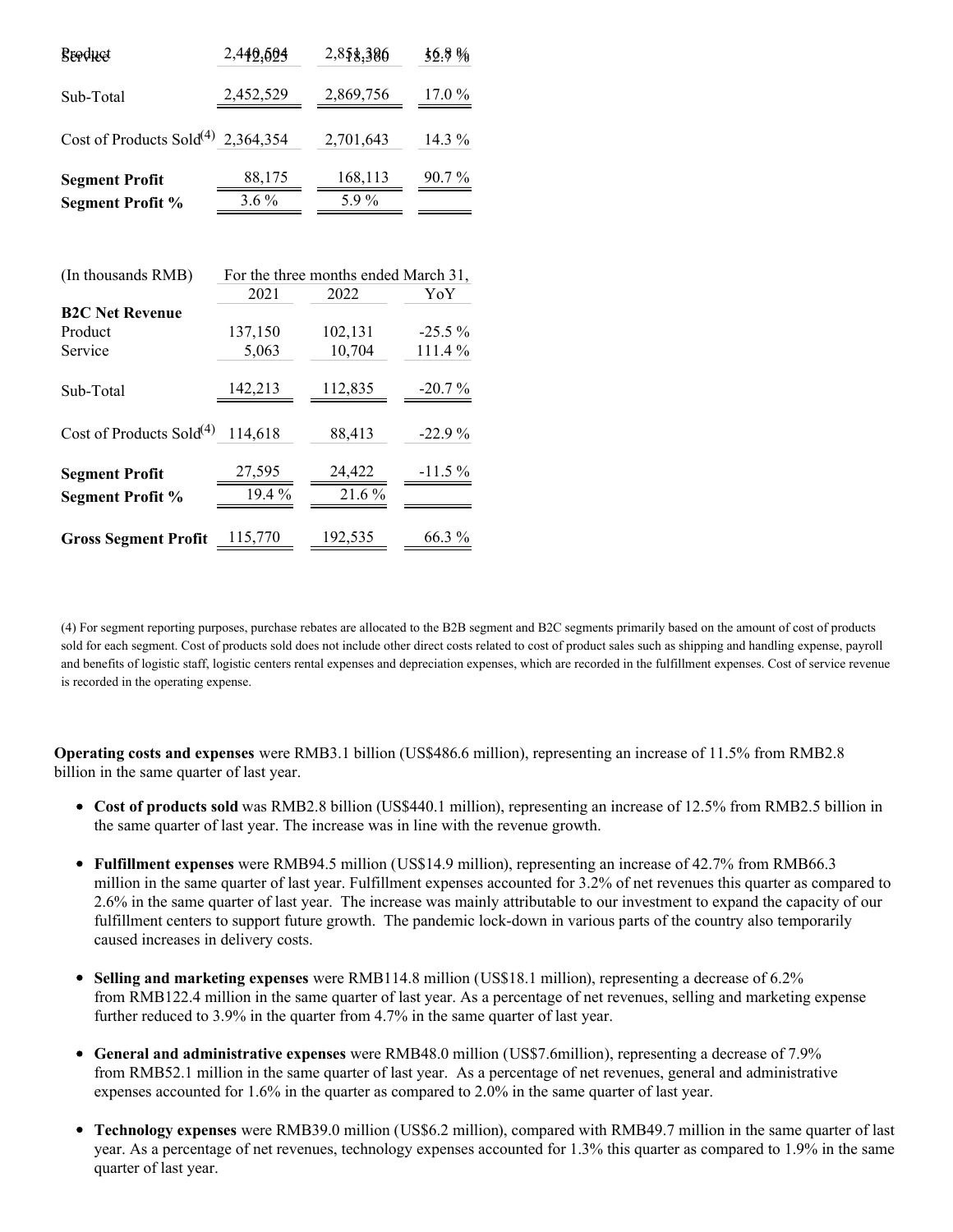| | | | |
|---|---|---|---|
| Product | 2,440,504 | 2,851,396 | 16.8 % |
| Service | 12,025 | 18,360 | 52.9 % |
| Sub-Total | 2,452,529 | 2,869,756 | 17.0 % |
| Cost of Products Sold(4) | 2,364,354 | 2,701,643 | 14.3 % |
| **Segment Profit** | 88,175 | 168,113 | 90.7 % |
| **Segment Profit %** | 3.6 % | 5.9 % | |

| (In thousands RMB) | For the three months ended March 31, | | |
|---|---|---|---|
| | 2021 | 2022 | YoY |
| **B2C Net Revenue** | | | |
| Product | 137,150 | 102,131 | -25.5 % |
| Service | 5,063 | 10,704 | 111.4 % |
| Sub-Total | 142,213 | 112,835 | -20.7 % |
| Cost of Products Sold(4) | 114,618 | 88,413 | -22.9 % |
| **Segment Profit** | 27,595 | 24,422 | -11.5 % |
| **Segment Profit %** | 19.4 % | 21.6 % | |
| **Gross Segment Profit** | 115,770 | 192,535 | 66.3 % |

(4) For segment reporting purposes, purchase rebates are allocated to the B2B segment and B2C segments primarily based on the amount of cost of products sold for each segment. Cost of products sold does not include other direct costs related to cost of product sales such as shipping and handling expense, payroll and benefits of logistic staff, logistic centers rental expenses and depreciation expenses, which are recorded in the fulfillment expenses. Cost of service revenue is recorded in the operating expense.

**Operating costs and expenses** were RMB3.1 billion (US$486.6 million), representing an increase of 11.5% from RMB2.8 billion in the same quarter of last year.

- **Cost of products sold** was RMB2.8 billion (US$440.1 million), representing an increase of 12.5% from RMB2.5 billion in the same quarter of last year. The increase was in line with the revenue growth.
- **Fulfillment expenses** were RMB94.5 million (US$14.9 million), representing an increase of 42.7% from RMB66.3 million in the same quarter of last year. Fulfillment expenses accounted for 3.2% of net revenues this quarter as compared to 2.6% in the same quarter of last year. The increase was mainly attributable to our investment to expand the capacity of our fulfillment centers to support future growth. The pandemic lock-down in various parts of the country also temporarily caused increases in delivery costs.
- **Selling and marketing expenses** were RMB114.8 million (US$18.1 million), representing a decrease of 6.2% from RMB122.4 million in the same quarter of last year. As a percentage of net revenues, selling and marketing expense further reduced to 3.9% in the quarter from 4.7% in the same quarter of last year.
- **General and administrative expenses** were RMB48.0 million (US$7.6million), representing a decrease of 7.9% from RMB52.1 million in the same quarter of last year. As a percentage of net revenues, general and administrative expenses accounted for 1.6% in the quarter as compared to 2.0% in the same quarter of last year.
- **Technology expenses** were RMB39.0 million (US$6.2 million), compared with RMB49.7 million in the same quarter of last year. As a percentage of net revenues, technology expenses accounted for 1.3% this quarter as compared to 1.9% in the same quarter of last year.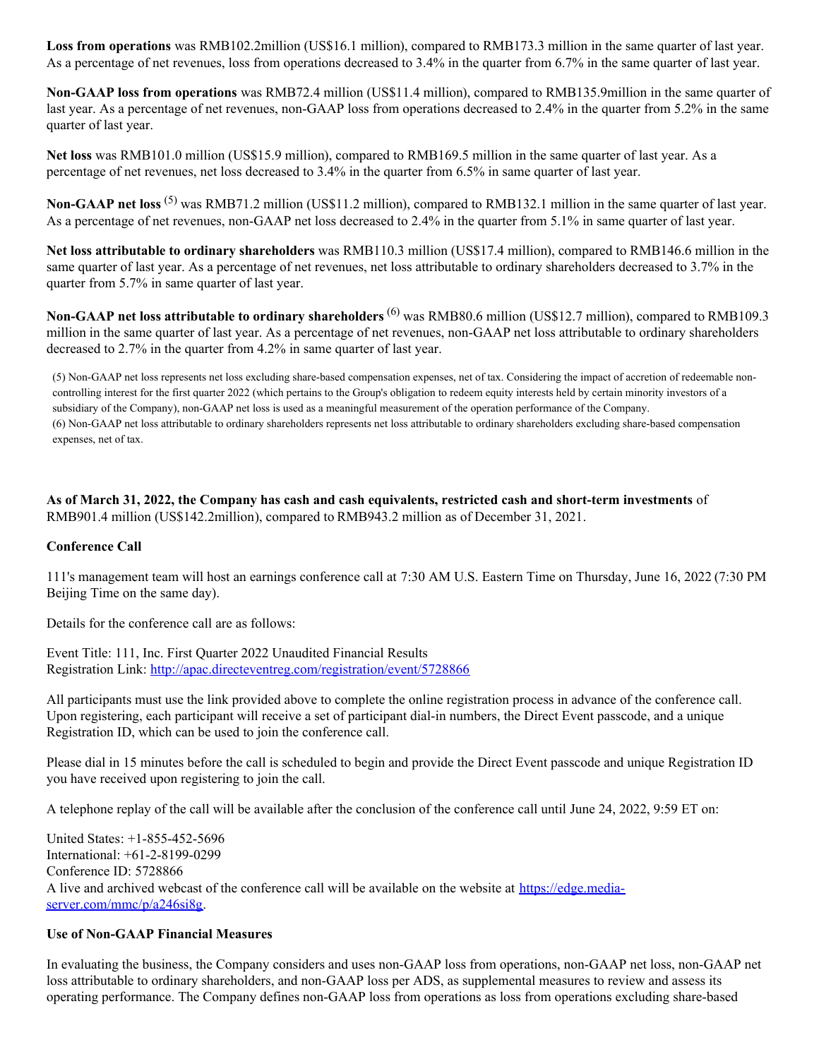**Loss from operations** was RMB102.2million (US$16.1 million), compared to RMB173.3 million in the same quarter of last year. As a percentage of net revenues, loss from operations decreased to 3.4% in the quarter from 6.7% in the same quarter of last year.

**Non-GAAP loss from operations** was RMB72.4 million (US$11.4 million), compared to RMB135.9million in the same quarter of last year. As a percentage of net revenues, non-GAAP loss from operations decreased to 2.4% in the quarter from 5.2% in the same quarter of last year.

**Net loss** was RMB101.0 million (US$15.9 million), compared to RMB169.5 million in the same quarter of last year. As a percentage of net revenues, net loss decreased to 3.4% in the quarter from 6.5% in same quarter of last year.

**Non-GAAP net loss** [(5)] was RMB71.2 million (US$11.2 million), compared to RMB132.1 million in the same quarter of last year. As a percentage of net revenues, non-GAAP net loss decreased to 2.4% in the quarter from 5.1% in same quarter of last year.

**Net loss attributable to ordinary shareholders** was RMB110.3 million (US$17.4 million), compared to RMB146.6 million in the same quarter of last year. As a percentage of net revenues, net loss attributable to ordinary shareholders decreased to 3.7% in the quarter from 5.7% in same quarter of last year.

**Non-GAAP net loss attributable to ordinary shareholders** [(6)] was RMB80.6 million (US$12.7 million), compared to RMB109.3 million in the same quarter of last year. As a percentage of net revenues, non-GAAP net loss attributable to ordinary shareholders decreased to 2.7% in the quarter from 4.2% in same quarter of last year.

(5) Non-GAAP net loss represents net loss excluding share-based compensation expenses, net of tax. Considering the impact of accretion of redeemable non-controlling interest for the first quarter 2022 (which pertains to the Group's obligation to redeem equity interests held by certain minority investors of a subsidiary of the Company), non-GAAP net loss is used as a meaningful measurement of the operation performance of the Company.
(6) Non-GAAP net loss attributable to ordinary shareholders represents net loss attributable to ordinary shareholders excluding share-based compensation expenses, net of tax.

**As of March 31, 2022, the Company has cash and cash equivalents, restricted cash and short-term investments** of RMB901.4 million (US$142.2million), compared to RMB943.2 million as of December 31, 2021.

**Conference Call**

111's management team will host an earnings conference call at 7:30 AM U.S. Eastern Time on Thursday, June 16, 2022 (7:30 PM Beijing Time on the same day).

Details for the conference call are as follows:

Event Title: 111, Inc. First Quarter 2022 Unaudited Financial Results
Registration Link: http://apac.directeventreg.com/registration/event/5728866

All participants must use the link provided above to complete the online registration process in advance of the conference call. Upon registering, each participant will receive a set of participant dial-in numbers, the Direct Event passcode, and a unique Registration ID, which can be used to join the conference call.

Please dial in 15 minutes before the call is scheduled to begin and provide the Direct Event passcode and unique Registration ID you have received upon registering to join the call.

A telephone replay of the call will be available after the conclusion of the conference call until June 24, 2022, 9:59 ET on:

United States: +1-855-452-5696
International: +61-2-8199-0299
Conference ID: 5728866
A live and archived webcast of the conference call will be available on the website at https://edge.media-server.com/mmc/p/a246si8g.

**Use of Non-GAAP Financial Measures**

In evaluating the business, the Company considers and uses non-GAAP loss from operations, non-GAAP net loss, non-GAAP net loss attributable to ordinary shareholders, and non-GAAP loss per ADS, as supplemental measures to review and assess its operating performance. The Company defines non-GAAP loss from operations as loss from operations excluding share-based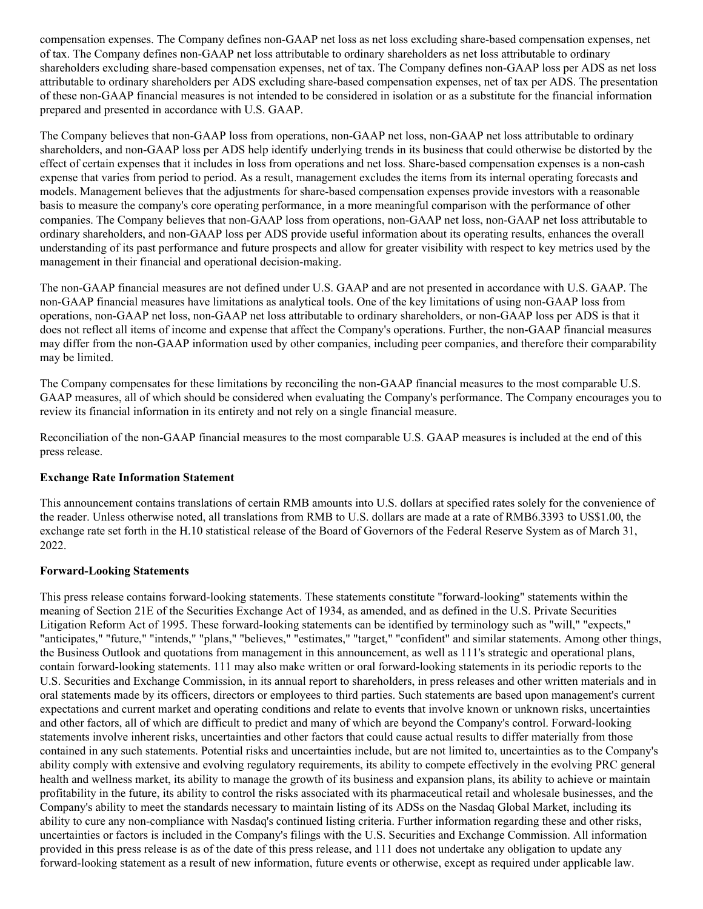compensation expenses. The Company defines non-GAAP net loss as net loss excluding share-based compensation expenses, net of tax. The Company defines non-GAAP net loss attributable to ordinary shareholders as net loss attributable to ordinary shareholders excluding share-based compensation expenses, net of tax. The Company defines non-GAAP loss per ADS as net loss attributable to ordinary shareholders per ADS excluding share-based compensation expenses, net of tax per ADS. The presentation of these non-GAAP financial measures is not intended to be considered in isolation or as a substitute for the financial information prepared and presented in accordance with U.S. GAAP.

The Company believes that non-GAAP loss from operations, non-GAAP net loss, non-GAAP net loss attributable to ordinary shareholders, and non-GAAP loss per ADS help identify underlying trends in its business that could otherwise be distorted by the effect of certain expenses that it includes in loss from operations and net loss. Share-based compensation expenses is a non-cash expense that varies from period to period. As a result, management excludes the items from its internal operating forecasts and models. Management believes that the adjustments for share-based compensation expenses provide investors with a reasonable basis to measure the company's core operating performance, in a more meaningful comparison with the performance of other companies. The Company believes that non-GAAP loss from operations, non-GAAP net loss, non-GAAP net loss attributable to ordinary shareholders, and non-GAAP loss per ADS provide useful information about its operating results, enhances the overall understanding of its past performance and future prospects and allow for greater visibility with respect to key metrics used by the management in their financial and operational decision-making.

The non-GAAP financial measures are not defined under U.S. GAAP and are not presented in accordance with U.S. GAAP. The non-GAAP financial measures have limitations as analytical tools. One of the key limitations of using non-GAAP loss from operations, non-GAAP net loss, non-GAAP net loss attributable to ordinary shareholders, or non-GAAP loss per ADS is that it does not reflect all items of income and expense that affect the Company's operations. Further, the non-GAAP financial measures may differ from the non-GAAP information used by other companies, including peer companies, and therefore their comparability may be limited.

The Company compensates for these limitations by reconciling the non-GAAP financial measures to the most comparable U.S. GAAP measures, all of which should be considered when evaluating the Company's performance. The Company encourages you to review its financial information in its entirety and not rely on a single financial measure.

Reconciliation of the non-GAAP financial measures to the most comparable U.S. GAAP measures is included at the end of this press release.

**Exchange Rate Information Statement**

This announcement contains translations of certain RMB amounts into U.S. dollars at specified rates solely for the convenience of the reader. Unless otherwise noted, all translations from RMB to U.S. dollars are made at a rate of RMB6.3393 to US$1.00, the exchange rate set forth in the H.10 statistical release of the Board of Governors of the Federal Reserve System as of March 31, 2022.

**Forward-Looking Statements**

This press release contains forward-looking statements. These statements constitute "forward-looking" statements within the meaning of Section 21E of the Securities Exchange Act of 1934, as amended, and as defined in the U.S. Private Securities Litigation Reform Act of 1995. These forward-looking statements can be identified by terminology such as "will," "expects," "anticipates," "future," "intends," "plans," "believes," "estimates," "target," "confident" and similar statements. Among other things, the Business Outlook and quotations from management in this announcement, as well as 111's strategic and operational plans, contain forward-looking statements. 111 may also make written or oral forward-looking statements in its periodic reports to the U.S. Securities and Exchange Commission, in its annual report to shareholders, in press releases and other written materials and in oral statements made by its officers, directors or employees to third parties. Such statements are based upon management's current expectations and current market and operating conditions and relate to events that involve known or unknown risks, uncertainties and other factors, all of which are difficult to predict and many of which are beyond the Company's control. Forward-looking statements involve inherent risks, uncertainties and other factors that could cause actual results to differ materially from those contained in any such statements. Potential risks and uncertainties include, but are not limited to, uncertainties as to the Company's ability comply with extensive and evolving regulatory requirements, its ability to compete effectively in the evolving PRC general health and wellness market, its ability to manage the growth of its business and expansion plans, its ability to achieve or maintain profitability in the future, its ability to control the risks associated with its pharmaceutical retail and wholesale businesses, and the Company's ability to meet the standards necessary to maintain listing of its ADSs on the Nasdaq Global Market, including its ability to cure any non-compliance with Nasdaq's continued listing criteria. Further information regarding these and other risks, uncertainties or factors is included in the Company's filings with the U.S. Securities and Exchange Commission. All information provided in this press release is as of the date of this press release, and 111 does not undertake any obligation to update any forward-looking statement as a result of new information, future events or otherwise, except as required under applicable law.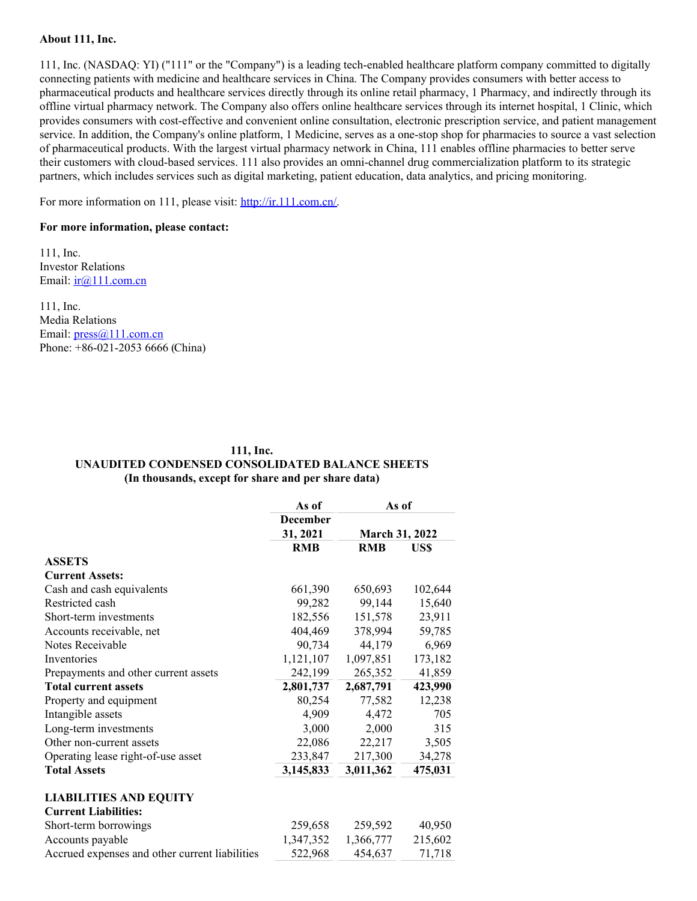**About 111, Inc.**

111, Inc. (NASDAQ: YI) ("111" or the "Company") is a leading tech-enabled healthcare platform company committed to digitally connecting patients with medicine and healthcare services in China. The Company provides consumers with better access to pharmaceutical products and healthcare services directly through its online retail pharmacy, 1 Pharmacy, and indirectly through its offline virtual pharmacy network. The Company also offers online healthcare services through its internet hospital, 1 Clinic, which provides consumers with cost-effective and convenient online consultation, electronic prescription service, and patient management service. In addition, the Company's online platform, 1 Medicine, serves as a one-stop shop for pharmacies to source a vast selection of pharmaceutical products. With the largest virtual pharmacy network in China, 111 enables offline pharmacies to better serve their customers with cloud-based services. 111 also provides an omni-channel drug commercialization platform to its strategic partners, which includes services such as digital marketing, patient education, data analytics, and pricing monitoring.

For more information on 111, please visit: http://ir.111.com.cn/.

**For more information, please contact:**

111, Inc.
Investor Relations
Email: ir@111.com.cn

111, Inc.
Media Relations
Email: press@111.com.cn
Phone: +86-021-2053 6666 (China)

**111, Inc.**
**UNAUDITED CONDENSED CONSOLIDATED BALANCE SHEETS**
**(In thousands, except for share and per share data)**

| | As of December 31, 2021 | As of March 31, 2022 | |
|---|---|---|---|
| | RMB | RMB | US$ |
| **ASSETS** | | | |
| **Current Assets:** | | | |
| Cash and cash equivalents | 661,390 | 650,693 | 102,644 |
| Restricted cash | 99,282 | 99,144 | 15,640 |
| Short-term investments | 182,556 | 151,578 | 23,911 |
| Accounts receivable, net | 404,469 | 378,994 | 59,785 |
| Notes Receivable | 90,734 | 44,179 | 6,969 |
| Inventories | 1,121,107 | 1,097,851 | 173,182 |
| Prepayments and other current assets | 242,199 | 265,352 | 41,859 |
| **Total current assets** | **2,801,737** | **2,687,791** | **423,990** |
| Property and equipment | 80,254 | 77,582 | 12,238 |
| Intangible assets | 4,909 | 4,472 | 705 |
| Long-term investments | 3,000 | 2,000 | 315 |
| Other non-current assets | 22,086 | 22,217 | 3,505 |
| Operating lease right-of-use asset | 233,847 | 217,300 | 34,278 |
| **Total Assets** | **3,145,833** | **3,011,362** | **475,031** |
| | | | |
| **LIABILITIES AND EQUITY** | | | |
| **Current Liabilities:** | | | |
| Short-term borrowings | 259,658 | 259,592 | 40,950 |
| Accounts payable | 1,347,352 | 1,366,777 | 215,602 |
| Accrued expenses and other current liabilities | 522,968 | 454,637 | 71,718 |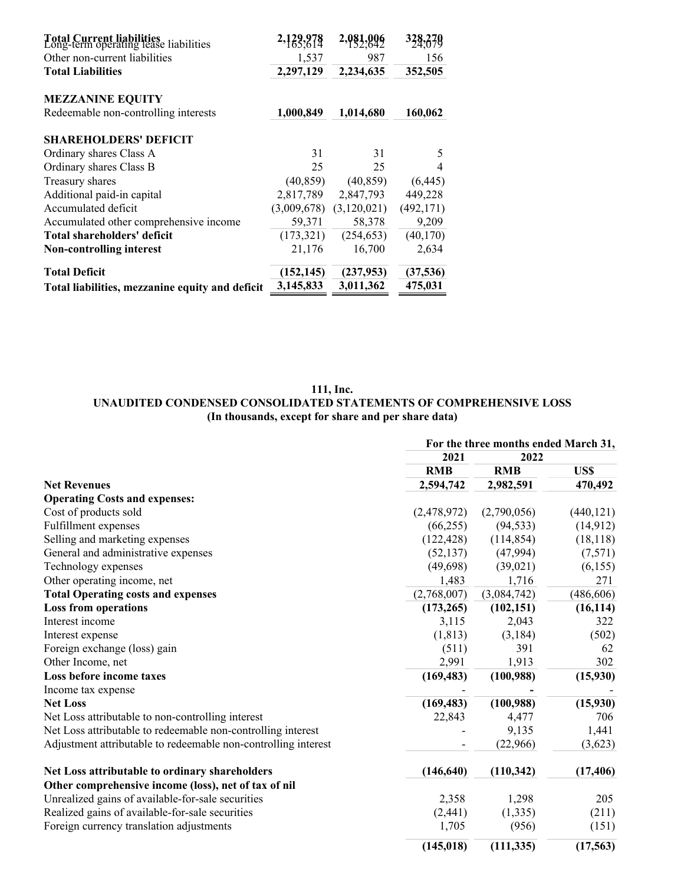| | | | |
|---|---|---|---|
| **Total Current liabilities** | **2,129,978** | **2,081,006** | **328,270** |
| Long-term operating lease liabilities | 165,614 | 152,642 | 24,079 |
| Other non-current liabilities | 1,537 | 987 | 156 |
| **Total Liabilities** | **2,297,129** | **2,234,635** | **352,505** |
| | | | |
| **MEZZANINE EQUITY** | | | |
| Redeemable non-controlling interests | **1,000,849** | **1,014,680** | **160,062** |
| | | | |
| **SHAREHOLDERS' DEFICIT** | | | |
| Ordinary shares Class A | 31 | 31 | 5 |
| Ordinary shares Class B | 25 | 25 | 4 |
| Treasury shares | (40,859) | (40,859) | (6,445) |
| Additional paid-in capital | 2,817,789 | 2,847,793 | 449,228 |
| Accumulated deficit | (3,009,678) | (3,120,021) | (492,171) |
| Accumulated other comprehensive income | 59,371 | 58,378 | 9,209 |
| **Total shareholders' deficit** | (173,321) | (254,653) | (40,170) |
| **Non-controlling interest** | 21,176 | 16,700 | 2,634 |
| | | | |
| **Total Deficit** | **(152,145)** | **(237,953)** | **(37,536)** |
| **Total liabilities, mezzanine equity and deficit** | **3,145,833** | **3,011,362** | **475,031** |

**111, Inc.**

**UNAUDITED CONDENSED CONSOLIDATED STATEMENTS OF COMPREHENSIVE LOSS**

**(In thousands, except for share and per share data)**

| | For the three months ended March 31, | | |
|---|---|---|---|
| | 2021 | 2022 | |
| | RMB | RMB | US$ |
| **Net Revenues** | **2,594,742** | **2,982,591** | **470,492** |
| **Operating Costs and expenses:** | | | |
| Cost of products sold | (2,478,972) | (2,790,056) | (440,121) |
| Fulfillment expenses | (66,255) | (94,533) | (14,912) |
| Selling and marketing expenses | (122,428) | (114,854) | (18,118) |
| General and administrative expenses | (52,137) | (47,994) | (7,571) |
| Technology expenses | (49,698) | (39,021) | (6,155) |
| Other operating income, net | 1,483 | 1,716 | 271 |
| **Total Operating costs and expenses** | (2,768,007) | (3,084,742) | (486,606) |
| **Loss from operations** | **(173,265)** | **(102,151)** | **(16,114)** |
| Interest income | 3,115 | 2,043 | 322 |
| Interest expense | (1,813) | (3,184) | (502) |
| Foreign exchange (loss) gain | (511) | 391 | 62 |
| Other Income, net | 2,991 | 1,913 | 302 |
| **Loss before income taxes** | **(169,483)** | **(100,988)** | **(15,930)** |
| Income tax expense | - | - | - |
| **Net Loss** | **(169,483)** | **(100,988)** | **(15,930)** |
| Net Loss attributable to non-controlling interest | 22,843 | 4,477 | 706 |
| Net Loss attributable to redeemable non-controlling interest | - | 9,135 | 1,441 |
| Adjustment attributable to redeemable non-controlling interest | - | (22,966) | (3,623) |
| | | | |
| **Net Loss attributable to ordinary shareholders** | **(146,640)** | **(110,342)** | **(17,406)** |
| **Other comprehensive income (loss), net of tax of nil** | | | |
| Unrealized gains of available-for-sale securities | 2,358 | 1,298 | 205 |
| Realized gains of available-for-sale securities | (2,441) | (1,335) | (211) |
| Foreign currency translation adjustments | 1,705 | (956) | (151) |
| | **(145,018)** | **(111,335)** | **(17,563)** |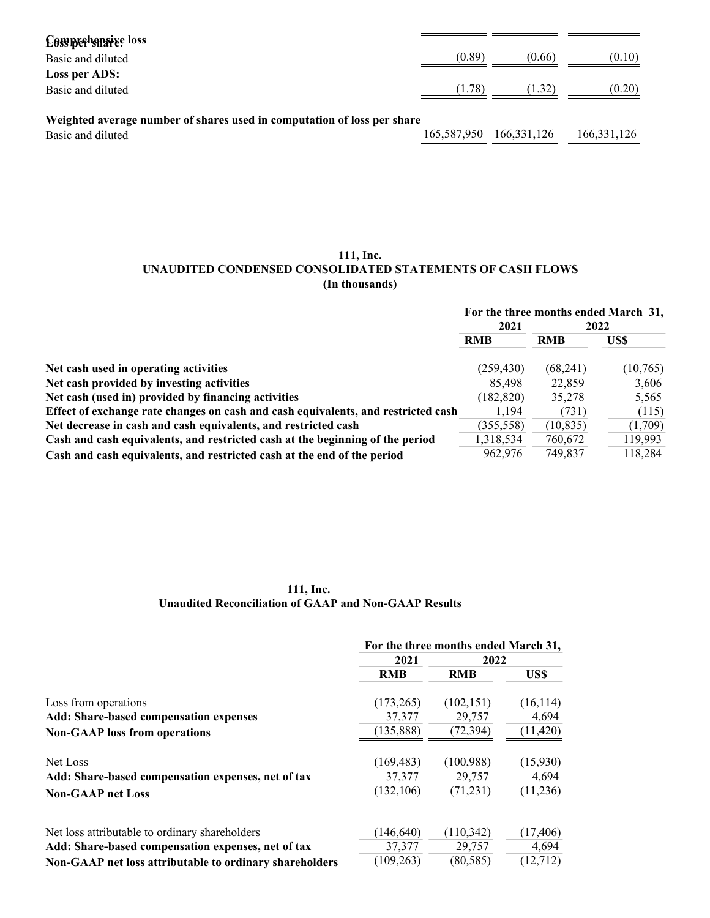| | | | |
|---|---|---|---|
| **Comprehensive loss** | | | |
| **Loss per share:** | | | |
| Basic and diluted | (0.89) | (0.66) | (0.10) |
| **Loss per ADS:** | | | |
| Basic and diluted | (1.78) | (1.32) | (0.20) |
| **Weighted average number of shares used in computation of loss per share** | | | |
| Basic and diluted | 165,587,950 | 166,331,126 | 166,331,126 |

**111, Inc.**
**UNAUDITED CONDENSED CONSOLIDATED STATEMENTS OF CASH FLOWS**
**(In thousands)**

| | For the three months ended March 31, | | |
|---|---|---|---|
| | 2021 | 2022 | |
| | RMB | RMB | US$ |
| **Net cash used in operating activities** | (259,430) | (68,241) | (10,765) |
| **Net cash provided by investing activities** | 85,498 | 22,859 | 3,606 |
| **Net cash (used in) provided by financing activities** | (182,820) | 35,278 | 5,565 |
| **Effect of exchange rate changes on cash and cash equivalents, and restricted cash** | 1,194 | (731) | (115) |
| **Net decrease in cash and cash equivalents, and restricted cash** | (355,558) | (10,835) | (1,709) |
| **Cash and cash equivalents, and restricted cash at the beginning of the period** | 1,318,534 | 760,672 | 119,993 |
| **Cash and cash equivalents, and restricted cash at the end of the period** | 962,976 | 749,837 | 118,284 |

**111, Inc.**
**Unaudited Reconciliation of GAAP and Non-GAAP Results**

| | For the three months ended March 31, | | |
|---|---|---|---|
| | 2021 | 2022 | |
| | RMB | RMB | US$ |
| Loss from operations | (173,265) | (102,151) | (16,114) |
| **Add: Share-based compensation expenses** | 37,377 | 29,757 | 4,694 |
| **Non-GAAP loss from operations** | (135,888) | (72,394) | (11,420) |
| | | | |
| Net Loss | (169,483) | (100,988) | (15,930) |
| **Add: Share-based compensation expenses, net of tax** | 37,377 | 29,757 | 4,694 |
| **Non-GAAP net Loss** | (132,106) | (71,231) | (11,236) |
| | | | |
| Net loss attributable to ordinary shareholders | (146,640) | (110,342) | (17,406) |
| **Add: Share-based compensation expenses, net of tax** | 37,377 | 29,757 | 4,694 |
| **Non-GAAP net loss attributable to ordinary shareholders** | (109,263) | (80,585) | (12,712) |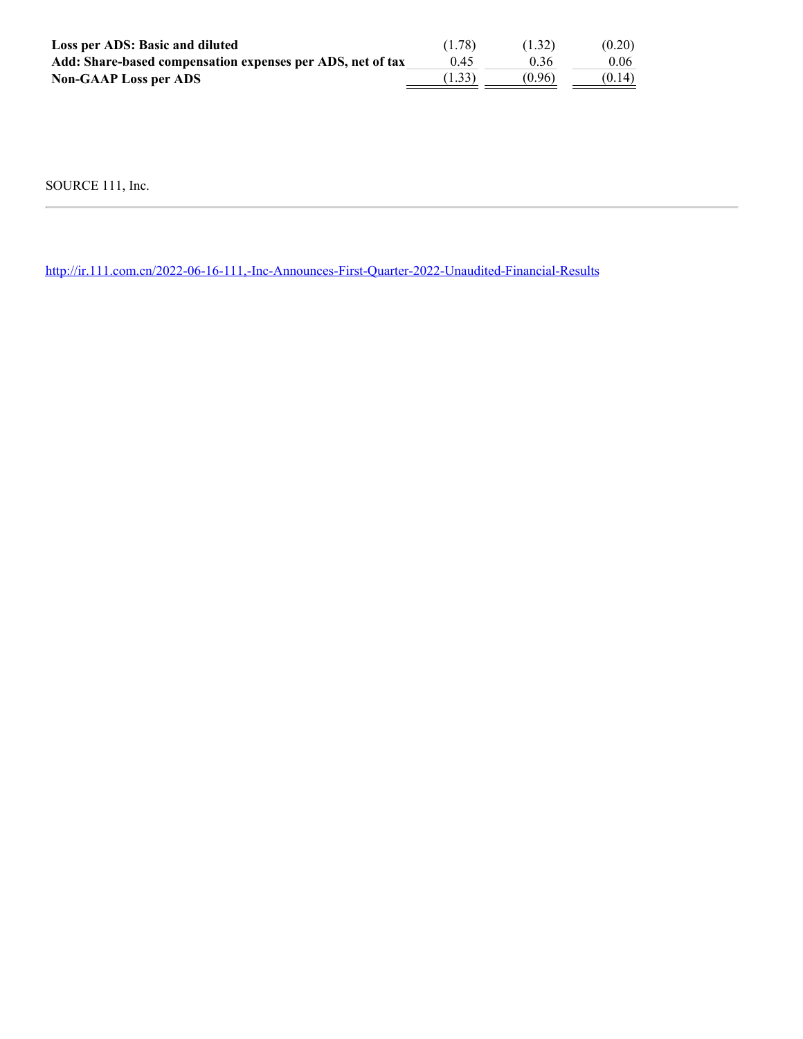| | | | |
|---|---|---|---|
| **Loss per ADS: Basic and diluted** | (1.78) | (1.32) | (0.20) |
| **Add: Share-based compensation expenses per ADS, net of tax** | 0.45 | 0.36 | 0.06 |
| **Non-GAAP Loss per ADS** | (1.33) | (0.96) | (0.14) |

SOURCE 111, Inc.

---

http://ir.111.com.cn/2022-06-16-111,-Inc-Announces-First-Quarter-2022-Unaudited-Financial-Results